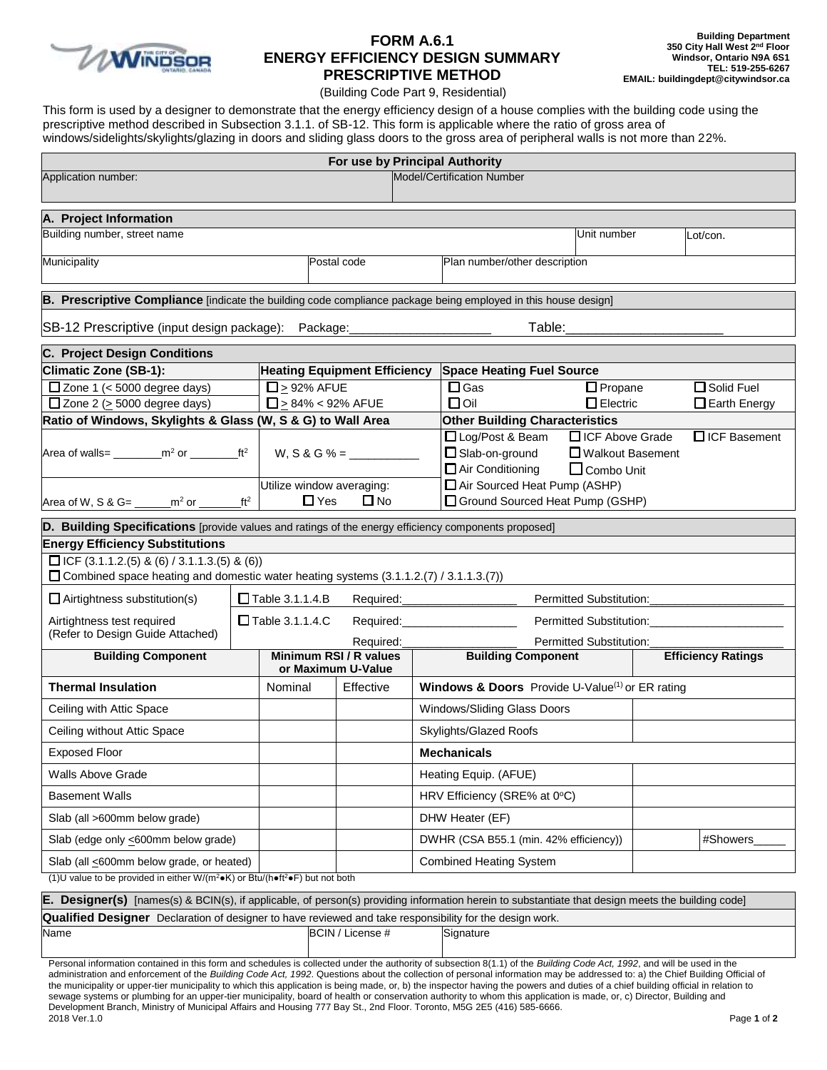Building Department
350 City Hall West 2nd Floor
Windsor, Ontario N9A 6S1
TEL: 519-255-6267
EMAIL: buildingdept@citywindsor.ca

# FORM A.6.1
# ENERGY EFFICIENCY DESIGN SUMMARY
# PRESCRIPTIVE METHOD

(Building Code Part 9, Residential)

This form is used by a designer to demonstrate that the energy efficiency design of a house complies with the building code using the prescriptive method described in Subsection 3.1.1. of SB-12. This form is applicable where the ratio of gross area of windows/sidelights/skylights/glazing in doors and sliding glass doors to the gross area of peripheral walls is not more than 22%.

| For use by Principal Authority | |
|---|---|
| Application number: | Model/Certification Number |

| A. Project Information | | | | |
|---|---|---|---|---|
| Building number, street name | | | Unit number | Lot/con. |
| Municipality | Postal code | Plan number/other description | | |

**B. Prescriptive Compliance** [indicate the building code compliance package being employed in this house design]

SB-12 Prescriptive (input design package): Package:____________________ Table:_____________________

| C. Project Design Conditions | | | | |
|---|---|---|---|---|
| **Climatic Zone (SB-1):** | **Heating Equipment Efficiency** | **Space Heating Fuel Source** | | |
| ☐ Zone 1 (< 5000 degree days) | ☐ ≥ 92% AFUE | ☐ Gas | ☐ Propane | ☐ Solid Fuel |
| ☐ Zone 2 (≥ 5000 degree days) | ☐ ≥ 84% < 92% AFUE | ☐ Oil | ☐ Electric | ☐ Earth Energy |
| **Ratio of Windows, Skylights & Glass (W, S & G) to Wall Area** | | **Other Building Characteristics** | | |
| Area of walls= ________m² or ________ft² | W, S & G % = ___________ | ☐ Log/Post & Beam ☐ Slab-on-ground ☐ Air Conditioning | ☐ ICF Above Grade ☐ Walkout Basement ☐ Combo Unit | ☐ ICF Basement |
| Area of W, S & G= ______m² or _______ft² | Utilize window averaging: ☐ Yes ☐ No | ☐ Air Sourced Heat Pump (ASHP) ☐ Ground Sourced Heat Pump (GSHP) | | |

**D. Building Specifications** [provide values and ratings of the energy efficiency components proposed]

**Energy Efficiency Substitutions**

☐ ICF (3.1.1.2.(5) & (6) / 3.1.1.3.(5) & (6))

☐ Combined space heating and domestic water heating systems (3.1.1.2.(7) / 3.1.1.3.(7))

| ☐ Airtightness substitution(s) | ☐ Table 3.1.1.4.B | Required:__________________ | Permitted Substitution:_____________________ |
|---|---|---|---|
| Airtightness test required (Refer to Design Guide Attached) | ☐ Table 3.1.1.4.C | Required:__________________ | Permitted Substitution:_____________________ |
| | | Required:__________________ | Permitted Substitution:_____________________ |

| Building Component | Minimum RSI / R values or Maximum U-Value | | Building Component | Efficiency Ratings | |
|---|---|---|---|---|---|
| **Thermal Insulation** | Nominal | Effective | **Windows & Doors** Provide U-Value(1) or ER rating | | |
| Ceiling with Attic Space | | | Windows/Sliding Glass Doors | | |
| Ceiling without Attic Space | | | Skylights/Glazed Roofs | | |
| Exposed Floor | | | **Mechanicals** | | |
| Walls Above Grade | | | Heating Equip. (AFUE) | | |
| Basement Walls | | | HRV Efficiency (SRE% at 0°C) | | |
| Slab (all >600mm below grade) | | | DHW Heater (EF) | | |
| Slab (edge only ≤600mm below grade) | | | DWHR (CSA B55.1 (min. 42% efficiency)) | | #Showers_____ |
| Slab (all ≤600mm below grade, or heated) | | | Combined Heating System | | |

(1)U value to be provided in either W/(m²•K) or Btu/(h•ft²•F) but not both

**E. Designer(s)** [names(s) & BCIN(s), if applicable, of person(s) providing information herein to substantiate that design meets the building code]

**Qualified Designer** Declaration of designer to have reviewed and take responsibility for the design work.

| Name | BCIN / License # | Signature |
|---|---|---|
| | | |

Personal information contained in this form and schedules is collected under the authority of subsection 8(1.1) of the *Building Code Act, 1992*, and will be used in the administration and enforcement of the *Building Code Act, 1992*. Questions about the collection of personal information may be addressed to: a) the Chief Building Official of the municipality or upper-tier municipality to which this application is being made, or, b) the inspector having the powers and duties of a chief building official in relation to sewage systems or plumbing for an upper-tier municipality, board of health or conservation authority to whom this application is made, or, c) Director, Building and Development Branch, Ministry of Municipal Affairs and Housing 777 Bay St., 2nd Floor. Toronto, M5G 2E5 (416) 585-6666.

2018 Ver.1.0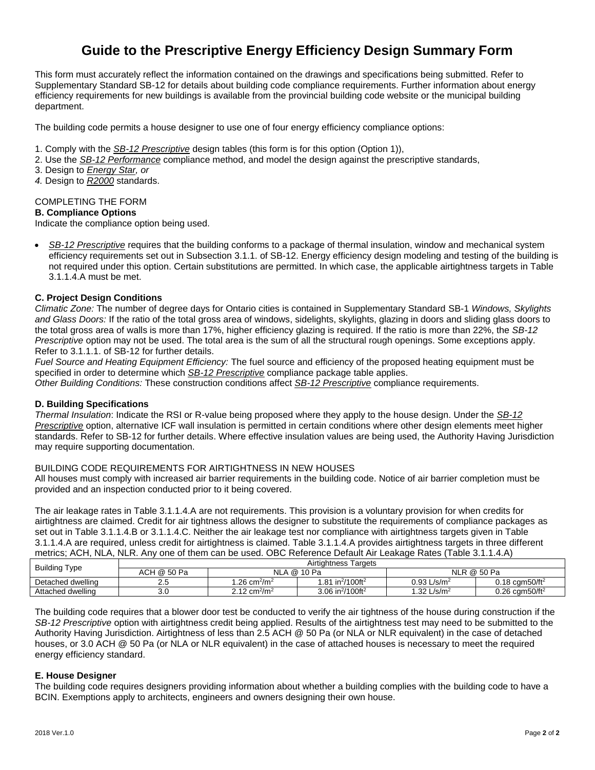# Guide to the Prescriptive Energy Efficiency Design Summary Form

This form must accurately reflect the information contained on the drawings and specifications being submitted. Refer to Supplementary Standard SB-12 for details about building code compliance requirements. Further information about energy efficiency requirements for new buildings is available from the provincial building code website or the municipal building department.

The building code permits a house designer to use one of four energy efficiency compliance options:

1. Comply with the ***SB-12 Prescriptive*** design tables (this form is for this option (Option 1)),
2. Use the ***SB-12 Performance*** compliance method, and model the design against the prescriptive standards,
3. Design to ***Energy Star****, or*
4. Design to ***R2000*** standards.

COMPLETING THE FORM

**B. Compliance Options**

Indicate the compliance option being used.

- ***SB-12 Prescriptive*** requires that the building conforms to a package of thermal insulation, window and mechanical system efficiency requirements set out in Subsection 3.1.1. of SB-12. Energy efficiency design modeling and testing of the building is not required under this option. Certain substitutions are permitted. In which case, the applicable airtightness targets in Table 3.1.1.4.A must be met.

**C. Project Design Conditions**

*Climatic Zone:* The number of degree days for Ontario cities is contained in Supplementary Standard SB-1 *Windows, Skylights and Glass Doors:* If the ratio of the total gross area of windows, sidelights, skylights, glazing in doors and sliding glass doors to the total gross area of walls is more than 17%, higher efficiency glazing is required. If the ratio is more than 22%, the *SB-12 Prescriptive* option may not be used. The total area is the sum of all the structural rough openings. Some exceptions apply. Refer to 3.1.1.1. of SB-12 for further details.

*Fuel Source and Heating Equipment Efficiency:* The fuel source and efficiency of the proposed heating equipment must be specified in order to determine which ***SB-12 Prescriptive*** compliance package table applies.

*Other Building Conditions:* These construction conditions affect ***SB-12 Prescriptive*** compliance requirements.

**D. Building Specifications**

*Thermal Insulation*: Indicate the RSI or R-value being proposed where they apply to the house design. Under the ***SB-12 Prescriptive*** option, alternative ICF wall insulation is permitted in certain conditions where other design elements meet higher standards. Refer to SB-12 for further details. Where effective insulation values are being used, the Authority Having Jurisdiction may require supporting documentation.

BUILDING CODE REQUIREMENTS FOR AIRTIGHTNESS IN NEW HOUSES

All houses must comply with increased air barrier requirements in the building code. Notice of air barrier completion must be provided and an inspection conducted prior to it being covered.

The air leakage rates in Table 3.1.1.4.A are not requirements. This provision is a voluntary provision for when credits for airtightness are claimed. Credit for air tightness allows the designer to substitute the requirements of compliance packages as set out in Table 3.1.1.4.B or 3.1.1.4.C. Neither the air leakage test nor compliance with airtightness targets given in Table 3.1.1.4.A are required, unless credit for airtightness is claimed. Table 3.1.1.4.A provides airtightness targets in three different metrics; ACH, NLA, NLR. Any one of them can be used. OBC Reference Default Air Leakage Rates (Table 3.1.1.4.A)

| Building Type | Airtightness Targets | | | | |
|---|---|---|---|---|---|
| | ACH @ 50 Pa | NLA @ 10 Pa | | NLR @ 50 Pa | |
| Detached dwelling | 2.5 | 1.26 $cm^2/m^2$ | 1.81 $in^2/100ft^2$ | 0.93 $L/s/m^2$ | 0.18 $cgm50/ft^2$ |
| Attached dwelling | 3.0 | 2.12 $cm^2/m^2$ | 3.06 $in^2/100ft^2$ | 1.32 $L/s/m^2$ | 0.26 $cgm50/ft^2$ |

The building code requires that a blower door test be conducted to verify the air tightness of the house during construction if the *SB-12 Prescriptive* option with airtightness credit being applied. Results of the airtightness test may need to be submitted to the Authority Having Jurisdiction. Airtightness of less than 2.5 ACH @ 50 Pa (or NLA or NLR equivalent) in the case of detached houses, or 3.0 ACH @ 50 Pa (or NLA or NLR equivalent) in the case of attached houses is necessary to meet the required energy efficiency standard.

**E. House Designer**

The building code requires designers providing information about whether a building complies with the building code to have a BCIN. Exemptions apply to architects, engineers and owners designing their own house.

2018 Ver.1.0